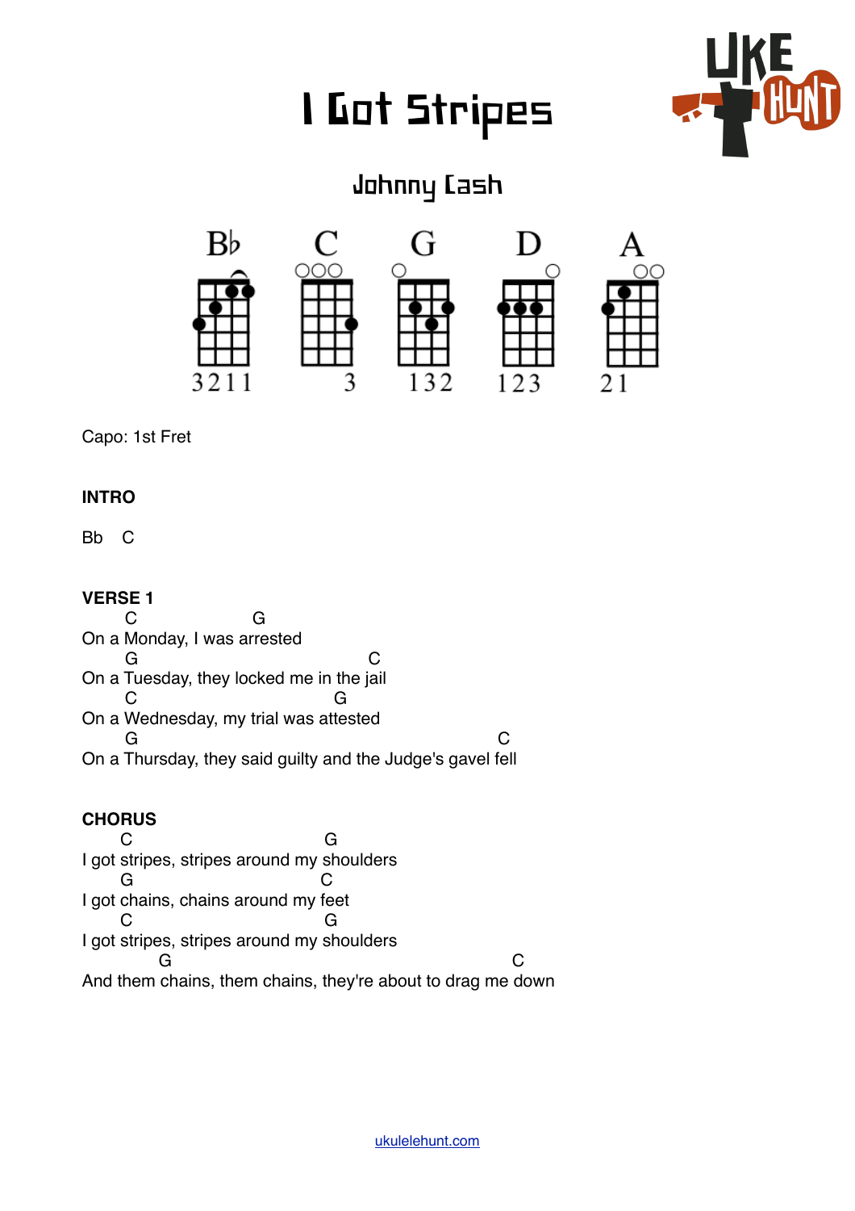# I Got Stripes

## Johnny Cash

Bb C G D A

3211 3 132 123 21

Capo: 1st Fret

**INTRO**

Bb C

**VERSE 1**

```
        C                     G
On a Monday, I was arrested
        G                                     C
On a Tuesday, they locked me in the jail
        C                              G
On a Wednesday, my trial was attested
        G                                                    C
On a Thursday, they said guilty and the Judge's gavel fell
```

**CHORUS**

```
       C                          G
I got stripes, stripes around my shoulders
       G                          C
I got chains, chains around my feet
       C                          G
I got stripes, stripes around my shoulders
             G                                                    C
And them chains, them chains, they're about to drag me down
```

ukulelehunt.com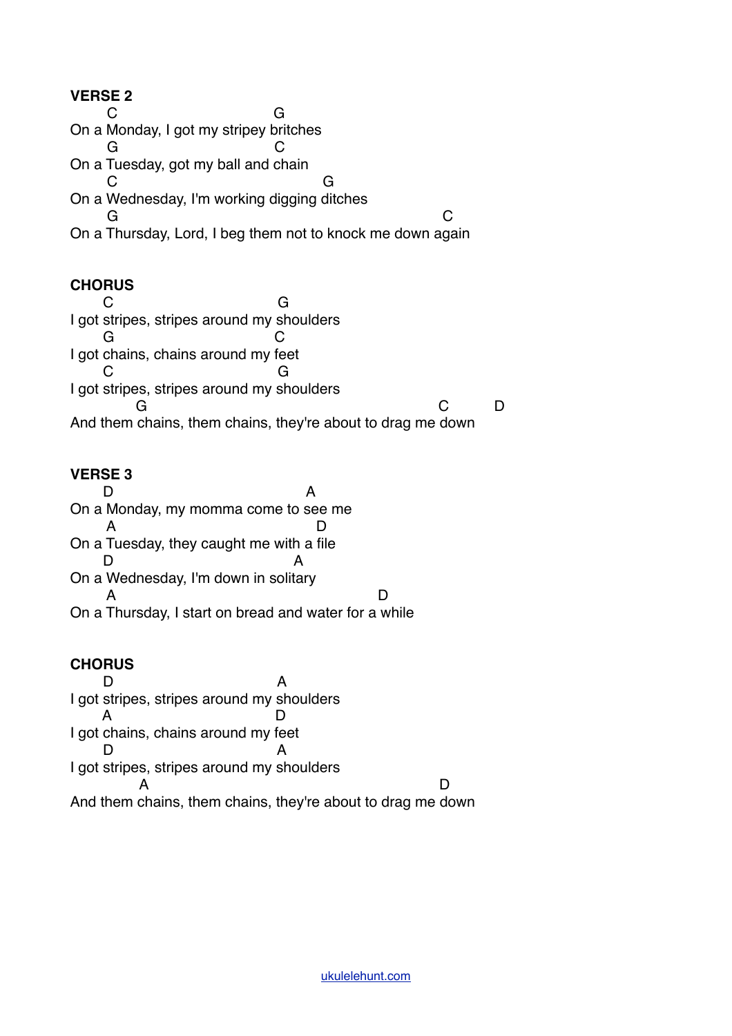**VERSE 2**

```
       C                              G
On a Monday, I got my stripey britches
       G                              C
On a Tuesday, got my ball and chain
       C                                      G
On a Wednesday, I'm working digging ditches
       G                                                          C
On a Thursday, Lord, I beg them not to knock me down again
```

**CHORUS**

```
      C                           G
I got stripes, stripes around my shoulders
      G                           C
I got chains, chains around my feet
      C                           G
I got stripes, stripes around my shoulders
            G                                               C         D
And them chains, them chains, they're about to drag me down
```

**VERSE 3**

```
      D                                 A
On a Monday, my momma come to see me
       A                                  D
On a Tuesday, they caught me with a file
      D                                A
On a Wednesday, I'm down in solitary
       A                                                D
On a Thursday, I start on bread and water for a while
```

**CHORUS**

```
      D                           A
I got stripes, stripes around my shoulders
      A                           D
I got chains, chains around my feet
      D                           A
I got stripes, stripes around my shoulders
            A                                               D
And them chains, them chains, they're about to drag me down
```

ukulelehunt.com